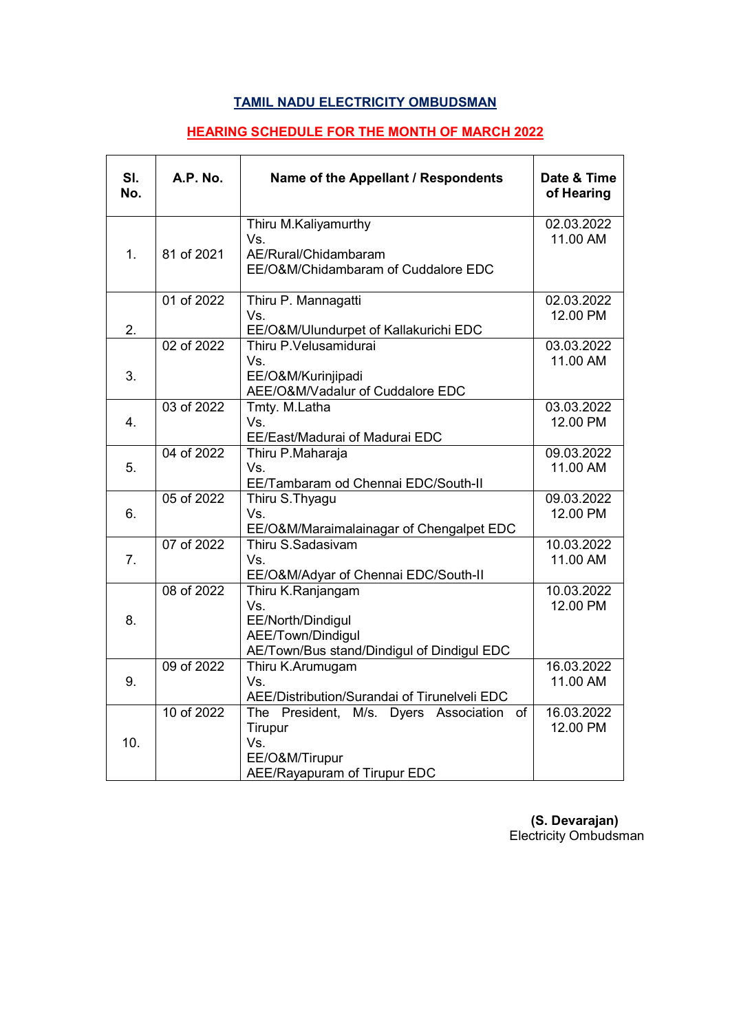# TAMIL NADU ELECTRICITY OMBUDSMAN

## HEARING SCHEDULE FOR THE MONTH OF MARCH 2022

| Sl. No. | A.P. No. | Name of the Appellant / Respondents | Date & Time of Hearing |
|---|---|---|---|
| 1. | 81 of 2021 | Thiru M.Kaliyamurthy<br>Vs.<br>AE/Rural/Chidambaram<br>EE/O&M/Chidambaram of Cuddalore EDC | 02.03.2022<br>11.00 AM |
| 2. | 01 of 2022 | Thiru P. Mannagatti<br>Vs.<br>EE/O&M/Ulundurpet of Kallakurichi EDC | 02.03.2022<br>12.00 PM |
| 3. | 02 of 2022 | Thiru P.Velusamidurai<br>Vs.<br>EE/O&M/Kurinjipadi<br>AEE/O&M/Vadalur of Cuddalore EDC | 03.03.2022<br>11.00 AM |
| 4. | 03 of 2022 | Tmty. M.Latha<br>Vs.<br>EE/East/Madurai of Madurai EDC | 03.03.2022<br>12.00 PM |
| 5. | 04 of 2022 | Thiru P.Maharaja<br>Vs.<br>EE/Tambaram od Chennai EDC/South-II | 09.03.2022<br>11.00 AM |
| 6. | 05 of 2022 | Thiru S.Thyagu<br>Vs.<br>EE/O&M/Maraimalainagar of Chengalpet EDC | 09.03.2022<br>12.00 PM |
| 7. | 07 of 2022 | Thiru S.Sadasivam<br>Vs.<br>EE/O&M/Adyar of Chennai EDC/South-II | 10.03.2022<br>11.00 AM |
| 8. | 08 of 2022 | Thiru K.Ranjangam<br>Vs.<br>EE/North/Dindigul<br>AEE/Town/Dindigul<br>AE/Town/Bus stand/Dindigul of Dindigul EDC | 10.03.2022<br>12.00 PM |
| 9. | 09 of 2022 | Thiru K.Arumugam<br>Vs.<br>AEE/Distribution/Surandai of Tirunelveli EDC | 16.03.2022<br>11.00 AM |
| 10. | 10 of 2022 | The President, M/s. Dyers Association of Tirupur<br>Vs.<br>EE/O&M/Tirupur<br>AEE/Rayapuram of Tirupur EDC | 16.03.2022<br>12.00 PM |

**(S. Devarajan)**
Electricity Ombudsman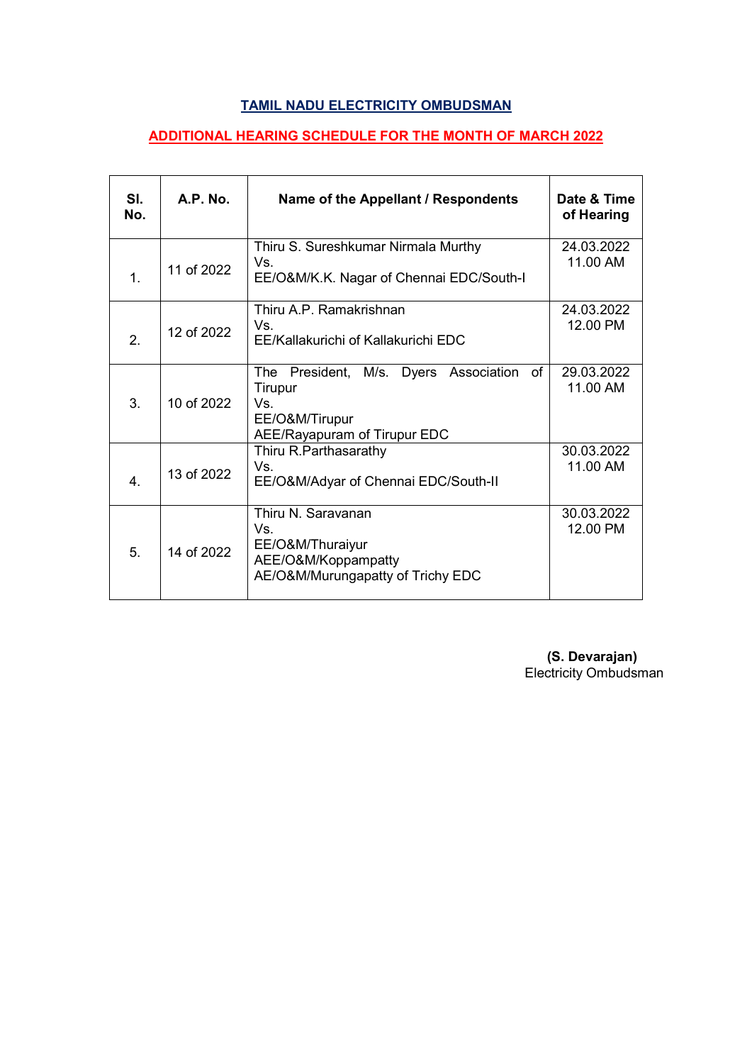**TAMIL NADU ELECTRICITY OMBUDSMAN**

**ADDITIONAL HEARING SCHEDULE FOR THE MONTH OF MARCH 2022**

| Sl. No. | A.P. No. | Name of the Appellant / Respondents | Date & Time of Hearing |
|---|---|---|---|
| 1. | 11 of 2022 | Thiru S. Sureshkumar Nirmala Murthy<br>Vs.<br>EE/O&M/K.K. Nagar of Chennai EDC/South-I | 24.03.2022<br>11.00 AM |
| 2. | 12 of 2022 | Thiru A.P. Ramakrishnan<br>Vs.<br>EE/Kallakurichi of Kallakurichi EDC | 24.03.2022<br>12.00 PM |
| 3. | 10 of 2022 | The President, M/s. Dyers Association of Tirupur<br>Vs.<br>EE/O&M/Tirupur<br>AEE/Rayapuram of Tirupur EDC | 29.03.2022<br>11.00 AM |
| 4. | 13 of 2022 | Thiru R.Parthasarathy<br>Vs.<br>EE/O&M/Adyar of Chennai EDC/South-II | 30.03.2022<br>11.00 AM |
| 5. | 14 of 2022 | Thiru N. Saravanan<br>Vs.<br>EE/O&M/Thuraiyur<br>AEE/O&M/Koppampatty<br>AE/O&M/Murungapatty of Trichy EDC | 30.03.2022<br>12.00 PM |

**(S. Devarajan)**
Electricity Ombudsman